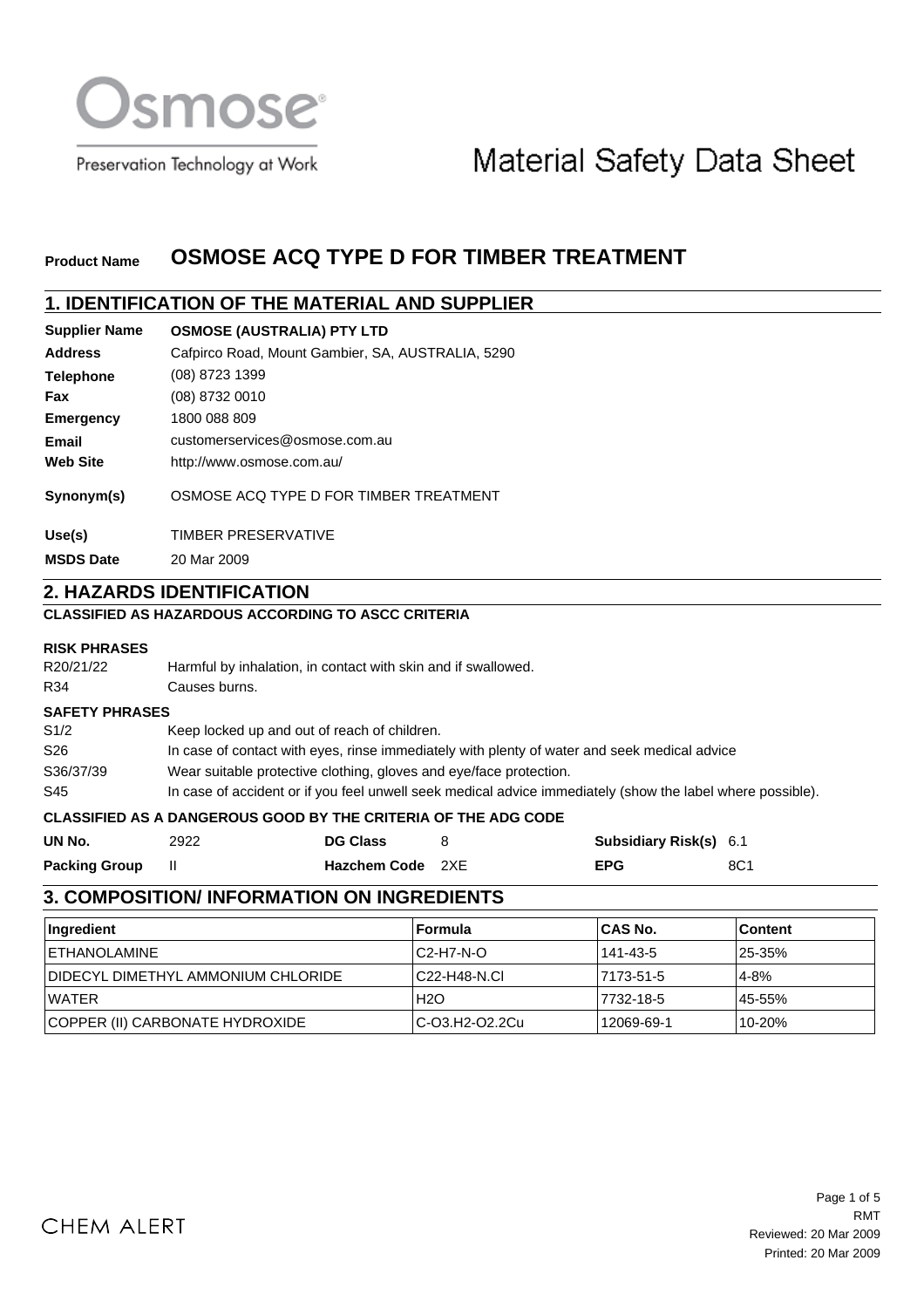Osmose

Preservation Technology at Work

# Material Safety Data Sheet

**Product Name** **OSMOSE ACQ TYPE D FOR TIMBER TREATMENT**

## 1. IDENTIFICATION OF THE MATERIAL AND SUPPLIER

| | |
|---|---|
| **Supplier Name** | **OSMOSE (AUSTRALIA) PTY LTD** |
| **Address** | Cafpirco Road, Mount Gambier, SA, AUSTRALIA, 5290 |
| **Telephone** | (08) 8723 1399 |
| **Fax** | (08) 8732 0010 |
| **Emergency** | 1800 088 809 |
| **Email** | customerservices@osmose.com.au |
| **Web Site** | http://www.osmose.com.au/ |
| **Synonym(s)** | OSMOSE ACQ TYPE D FOR TIMBER TREATMENT |
| **Use(s)** | TIMBER PRESERVATIVE |
| **MSDS Date** | 20 Mar 2009 |

## 2. HAZARDS IDENTIFICATION

**CLASSIFIED AS HAZARDOUS ACCORDING TO ASCC CRITERIA**

**RISK PHRASES**

| | |
|---|---|
| R20/21/22 | Harmful by inhalation, in contact with skin and if swallowed. |
| R34 | Causes burns. |

**SAFETY PHRASES**

| | |
|---|---|
| S1/2 | Keep locked up and out of reach of children. |
| S26 | In case of contact with eyes, rinse immediately with plenty of water and seek medical advice |
| S36/37/39 | Wear suitable protective clothing, gloves and eye/face protection. |
| S45 | In case of accident or if you feel unwell seek medical advice immediately (show the label where possible). |

**CLASSIFIED AS A DANGEROUS GOOD BY THE CRITERIA OF THE ADG CODE**

| | | | | | |
|---|---|---|---|---|---|
| **UN No.** | 2922 | **DG Class** | 8 | **Subsidiary Risk(s)** | 6.1 |
| **Packing Group** | II | **Hazchem Code** | 2XE | **EPG** | 8C1 |

## 3. COMPOSITION/ INFORMATION ON INGREDIENTS

| Ingredient | Formula | CAS No. | Content |
|---|---|---|---|
| ETHANOLAMINE | C2-H7-N-O | 141-43-5 | 25-35% |
| DIDECYL DIMETHYL AMMONIUM CHLORIDE | C22-H48-N.Cl | 7173-51-5 | 4-8% |
| WATER | H2O | 7732-18-5 | 45-55% |
| COPPER (II) CARBONATE HYDROXIDE | C-O3.H2-O2.2Cu | 12069-69-1 | 10-20% |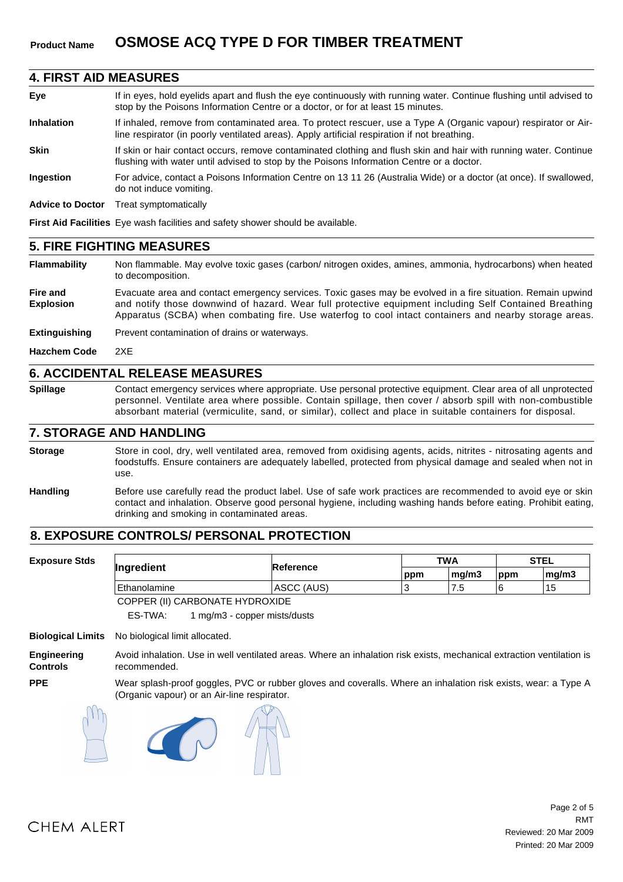**Product Name** **OSMOSE ACQ TYPE D FOR TIMBER TREATMENT**

## 4. FIRST AID MEASURES

**Eye** If in eyes, hold eyelids apart and flush the eye continuously with running water. Continue flushing until advised to stop by the Poisons Information Centre or a doctor, or for at least 15 minutes.

**Inhalation** If inhaled, remove from contaminated area. To protect rescuer, use a Type A (Organic vapour) respirator or Air-line respirator (in poorly ventilated areas). Apply artificial respiration if not breathing.

**Skin** If skin or hair contact occurs, remove contaminated clothing and flush skin and hair with running water. Continue flushing with water until advised to stop by the Poisons Information Centre or a doctor.

**Ingestion** For advice, contact a Poisons Information Centre on 13 11 26 (Australia Wide) or a doctor (at once). If swallowed, do not induce vomiting.

**Advice to Doctor** Treat symptomatically

**First Aid Facilities** Eye wash facilities and safety shower should be available.

## 5. FIRE FIGHTING MEASURES

**Flammability** Non flammable. May evolve toxic gases (carbon/ nitrogen oxides, amines, ammonia, hydrocarbons) when heated to decomposition.

**Fire and Explosion** Evacuate area and contact emergency services. Toxic gases may be evolved in a fire situation. Remain upwind and notify those downwind of hazard. Wear full protective equipment including Self Contained Breathing Apparatus (SCBA) when combating fire. Use waterfog to cool intact containers and nearby storage areas.

**Extinguishing** Prevent contamination of drains or waterways.

**Hazchem Code** 2XE

## 6. ACCIDENTAL RELEASE MEASURES

**Spillage** Contact emergency services where appropriate. Use personal protective equipment. Clear area of all unprotected personnel. Ventilate area where possible. Contain spillage, then cover / absorb spill with non-combustible absorbant material (vermiculite, sand, or similar), collect and place in suitable containers for disposal.

## 7. STORAGE AND HANDLING

**Storage** Store in cool, dry, well ventilated area, removed from oxidising agents, acids, nitrites - nitrosating agents and foodstuffs. Ensure containers are adequately labelled, protected from physical damage and sealed when not in use.

**Handling** Before use carefully read the product label. Use of safe work practices are recommended to avoid eye or skin contact and inhalation. Observe good personal hygiene, including washing hands before eating. Prohibit eating, drinking and smoking in contaminated areas.

## 8. EXPOSURE CONTROLS/ PERSONAL PROTECTION

**Exposure Stds**

| Ingredient | Reference | TWA | | STEL | |
|---|---|---|---|---|---|
| | | ppm | mg/m3 | ppm | mg/m3 |
| Ethanolamine | ASCC (AUS) | 3 | 7.5 | 6 | 15 |

COPPER (II) CARBONATE HYDROXIDE

ES-TWA: 1 mg/m3 - copper mists/dusts

**Biological Limits** No biological limit allocated.

**Engineering Controls** Avoid inhalation. Use in well ventilated areas. Where an inhalation risk exists, mechanical extraction ventilation is recommended.

**PPE** Wear splash-proof goggles, PVC or rubber gloves and coveralls. Where an inhalation risk exists, wear: a Type A (Organic vapour) or an Air-line respirator.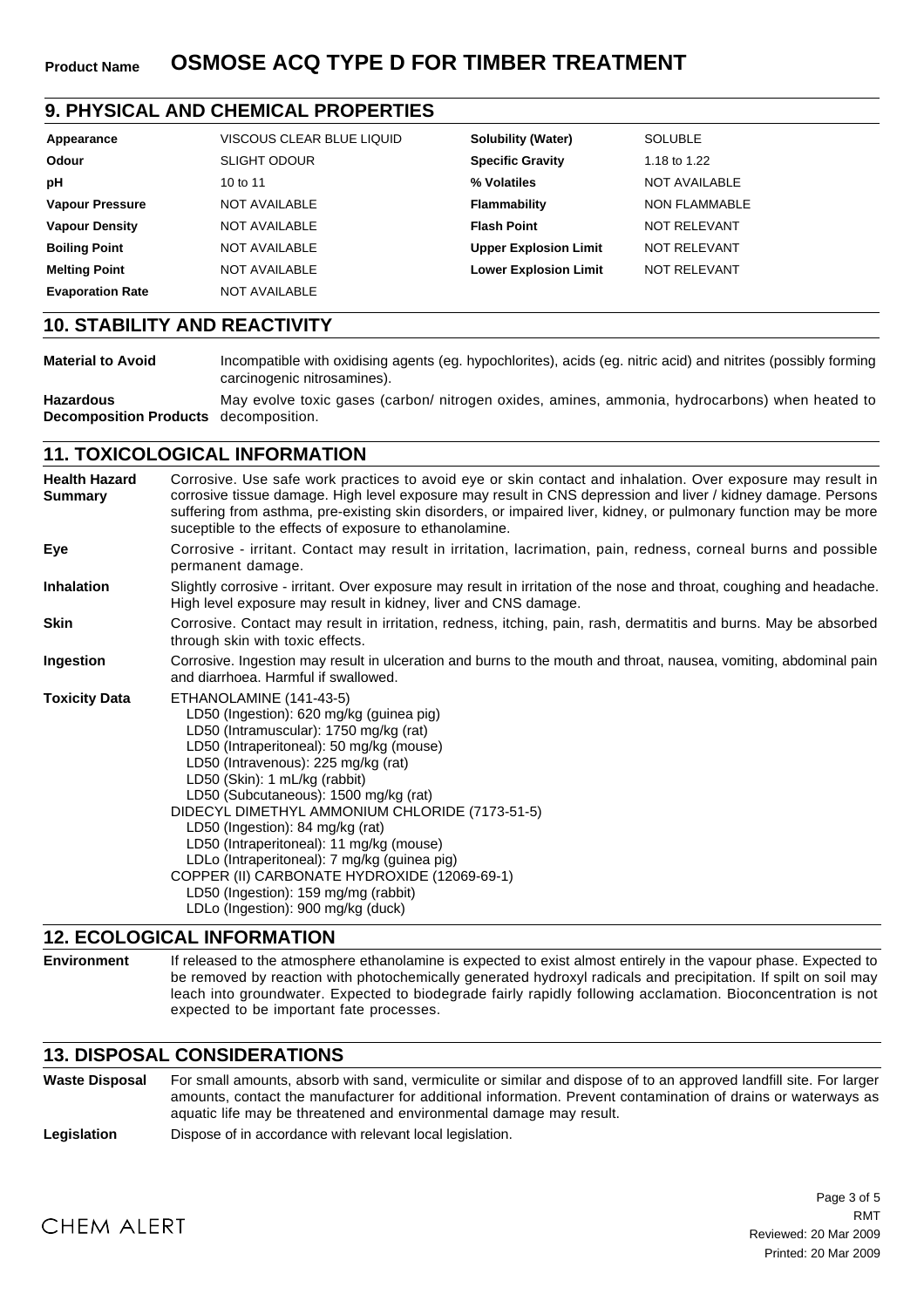**Product Name** **OSMOSE ACQ TYPE D FOR TIMBER TREATMENT**

## 9. PHYSICAL AND CHEMICAL PROPERTIES

| Property | Value | Property | Value |
|---|---|---|---|
| **Appearance** | VISCOUS CLEAR BLUE LIQUID | **Solubility (Water)** | SOLUBLE |
| **Odour** | SLIGHT ODOUR | **Specific Gravity** | 1.18 to 1.22 |
| **pH** | 10 to 11 | **% Volatiles** | NOT AVAILABLE |
| **Vapour Pressure** | NOT AVAILABLE | **Flammability** | NON FLAMMABLE |
| **Vapour Density** | NOT AVAILABLE | **Flash Point** | NOT RELEVANT |
| **Boiling Point** | NOT AVAILABLE | **Upper Explosion Limit** | NOT RELEVANT |
| **Melting Point** | NOT AVAILABLE | **Lower Explosion Limit** | NOT RELEVANT |
| **Evaporation Rate** | NOT AVAILABLE | | |

## 10. STABILITY AND REACTIVITY

**Material to Avoid** Incompatible with oxidising agents (eg. hypochlorites), acids (eg. nitric acid) and nitrites (possibly forming carcinogenic nitrosamines).

**Hazardous Decomposition Products** May evolve toxic gases (carbon/ nitrogen oxides, amines, ammonia, hydrocarbons) when heated to decomposition.

## 11. TOXICOLOGICAL INFORMATION

**Health Hazard Summary** Corrosive. Use safe work practices to avoid eye or skin contact and inhalation. Over exposure may result in corrosive tissue damage. High level exposure may result in CNS depression and liver / kidney damage. Persons suffering from asthma, pre-existing skin disorders, or impaired liver, kidney, or pulmonary function may be more suceptible to the effects of exposure to ethanolamine.

**Eye** Corrosive - irritant. Contact may result in irritation, lacrimation, pain, redness, corneal burns and possible permanent damage.

**Inhalation** Slightly corrosive - irritant. Over exposure may result in irritation of the nose and throat, coughing and headache. High level exposure may result in kidney, liver and CNS damage.

**Skin** Corrosive. Contact may result in irritation, redness, itching, pain, rash, dermatitis and burns. May be absorbed through skin with toxic effects.

**Ingestion** Corrosive. Ingestion may result in ulceration and burns to the mouth and throat, nausea, vomiting, abdominal pain and diarrhoea. Harmful if swallowed.

**Toxicity Data**

ETHANOLAMINE (141-43-5)
- LD50 (Ingestion): 620 mg/kg (guinea pig)
- LD50 (Intramuscular): 1750 mg/kg (rat)
- LD50 (Intraperitoneal): 50 mg/kg (mouse)
- LD50 (Intravenous): 225 mg/kg (rat)
- LD50 (Skin): 1 mL/kg (rabbit)
- LD50 (Subcutaneous): 1500 mg/kg (rat)

DIDECYL DIMETHYL AMMONIUM CHLORIDE (7173-51-5)
- LD50 (Ingestion): 84 mg/kg (rat)
- LD50 (Intraperitoneal): 11 mg/kg (mouse)
- LDLo (Intraperitoneal): 7 mg/kg (guinea pig)

COPPER (II) CARBONATE HYDROXIDE (12069-69-1)
- LD50 (Ingestion): 159 mg/mg (rabbit)
- LDLo (Ingestion): 900 mg/kg (duck)

## 12. ECOLOGICAL INFORMATION

**Environment** If released to the atmosphere ethanolamine is expected to exist almost entirely in the vapour phase. Expected to be removed by reaction with photochemically generated hydroxyl radicals and precipitation. If spilt on soil may leach into groundwater. Expected to biodegrade fairly rapidly following acclamation. Bioconcentration is not expected to be important fate processes.

## 13. DISPOSAL CONSIDERATIONS

**Waste Disposal** For small amounts, absorb with sand, vermiculite or similar and dispose of to an approved landfill site. For larger amounts, contact the manufacturer for additional information. Prevent contamination of drains or waterways as aquatic life may be threatened and environmental damage may result.

**Legislation** Dispose of in accordance with relevant local legislation.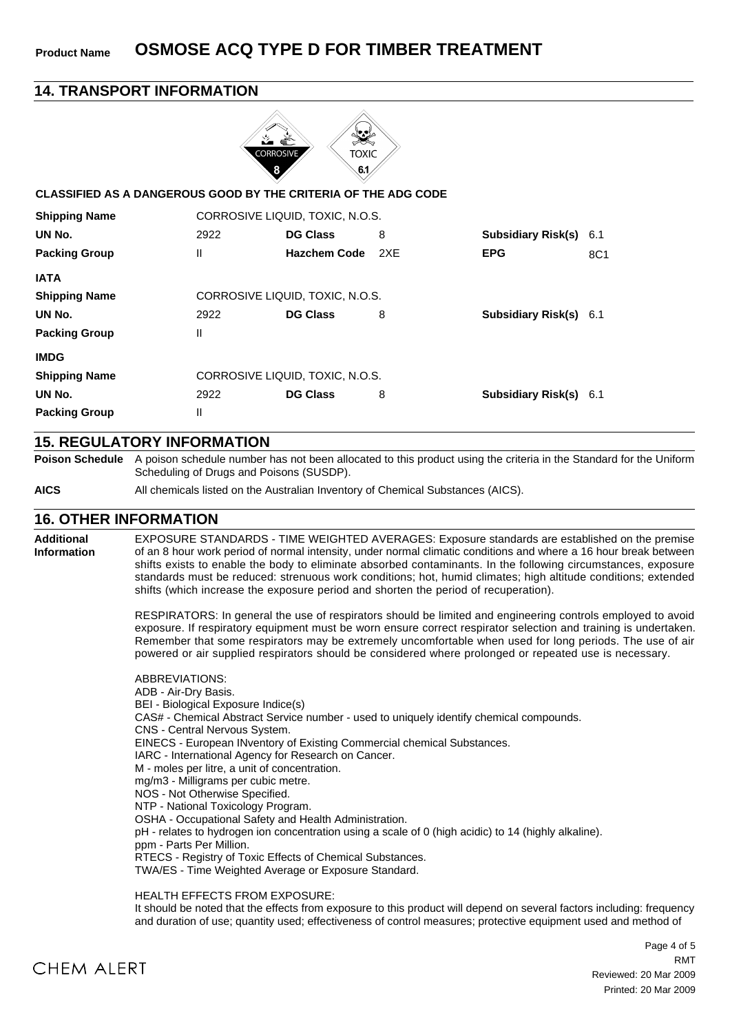**Product Name** **OSMOSE ACQ TYPE D FOR TIMBER TREATMENT**

## 14. TRANSPORT INFORMATION

**CLASSIFIED AS A DANGEROUS GOOD BY THE CRITERIA OF THE ADG CODE**

| | | | | | |
|---|---|---|---|---|---|
| **Shipping Name** | CORROSIVE LIQUID, TOXIC, N.O.S. | | | | |
| **UN No.** | 2922 | **DG Class** | 8 | **Subsidiary Risk(s)** | 6.1 |
| **Packing Group** | II | **Hazchem Code** | 2XE | **EPG** | 8C1 |

**IATA**

| | | | | | |
|---|---|---|---|---|---|
| **Shipping Name** | CORROSIVE LIQUID, TOXIC, N.O.S. | | | | |
| **UN No.** | 2922 | **DG Class** | 8 | **Subsidiary Risk(s)** | 6.1 |
| **Packing Group** | II | | | | |

**IMDG**

| | | | | | |
|---|---|---|---|---|---|
| **Shipping Name** | CORROSIVE LIQUID, TOXIC, N.O.S. | | | | |
| **UN No.** | 2922 | **DG Class** | 8 | **Subsidiary Risk(s)** | 6.1 |
| **Packing Group** | II | | | | |

## 15. REGULATORY INFORMATION

**Poison Schedule** A poison schedule number has not been allocated to this product using the criteria in the Standard for the Uniform Scheduling of Drugs and Poisons (SUSDP).

**AICS** All chemicals listed on the Australian Inventory of Chemical Substances (AICS).

## 16. OTHER INFORMATION

**Additional Information**

EXPOSURE STANDARDS - TIME WEIGHTED AVERAGES: Exposure standards are established on the premise of an 8 hour work period of normal intensity, under normal climatic conditions and where a 16 hour break between shifts exists to enable the body to eliminate absorbed contaminants. In the following circumstances, exposure standards must be reduced: strenuous work conditions; hot, humid climates; high altitude conditions; extended shifts (which increase the exposure period and shorten the period of recuperation).

RESPIRATORS: In general the use of respirators should be limited and engineering controls employed to avoid exposure. If respiratory equipment must be worn ensure correct respirator selection and training is undertaken. Remember that some respirators may be extremely uncomfortable when used for long periods. The use of air powered or air supplied respirators should be considered where prolonged or repeated use is necessary.

ABBREVIATIONS:
ADB - Air-Dry Basis.
BEI - Biological Exposure Indice(s)
CAS# - Chemical Abstract Service number - used to uniquely identify chemical compounds.
CNS - Central Nervous System.
EINECS - European INventory of Existing Commercial chemical Substances.
IARC - International Agency for Research on Cancer.
M - moles per litre, a unit of concentration.
mg/m3 - Milligrams per cubic metre.
NOS - Not Otherwise Specified.
NTP - National Toxicology Program.
OSHA - Occupational Safety and Health Administration.
pH - relates to hydrogen ion concentration using a scale of 0 (high acidic) to 14 (highly alkaline).
ppm - Parts Per Million.
RTECS - Registry of Toxic Effects of Chemical Substances.
TWA/ES - Time Weighted Average or Exposure Standard.

HEALTH EFFECTS FROM EXPOSURE:
It should be noted that the effects from exposure to this product will depend on several factors including: frequency and duration of use; quantity used; effectiveness of control measures; protective equipment used and method of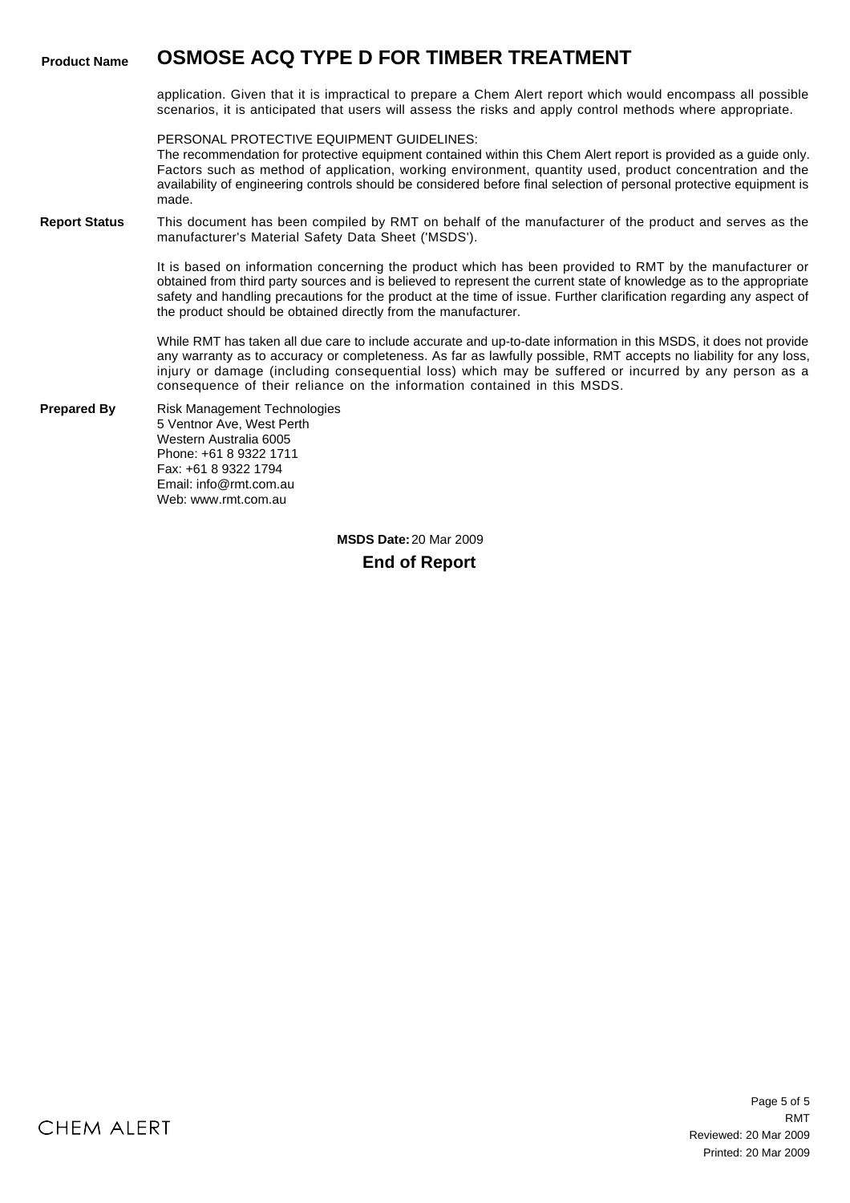application. Given that it is impractical to prepare a Chem Alert report which would encompass all possible scenarios, it is anticipated that users will assess the risks and apply control methods where appropriate.

PERSONAL PROTECTIVE EQUIPMENT GUIDELINES:
The recommendation for protective equipment contained within this Chem Alert report is provided as a guide only. Factors such as method of application, working environment, quantity used, product concentration and the availability of engineering controls should be considered before final selection of personal protective equipment is made.

**Report Status**

This document has been compiled by RMT on behalf of the manufacturer of the product and serves as the manufacturer's Material Safety Data Sheet ('MSDS').

It is based on information concerning the product which has been provided to RMT by the manufacturer or obtained from third party sources and is believed to represent the current state of knowledge as to the appropriate safety and handling precautions for the product at the time of issue. Further clarification regarding any aspect of the product should be obtained directly from the manufacturer.

While RMT has taken all due care to include accurate and up-to-date information in this MSDS, it does not provide any warranty as to accuracy or completeness. As far as lawfully possible, RMT accepts no liability for any loss, injury or damage (including consequential loss) which may be suffered or incurred by any person as a consequence of their reliance on the information contained in this MSDS.

**Prepared By**

Risk Management Technologies
5 Ventnor Ave, West Perth
Western Australia 6005
Phone: +61 8 9322 1711
Fax: +61 8 9322 1794
Email: info@rmt.com.au
Web: www.rmt.com.au

**MSDS Date:** 20 Mar 2009

**End of Report**